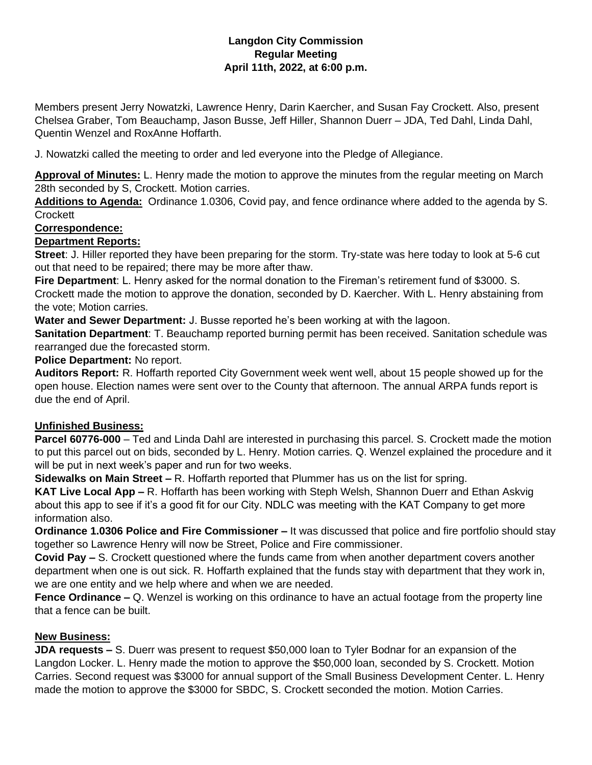**Langdon City Commission**
**Regular Meeting**
**April 11th, 2022, at 6:00 p.m.**

Members present Jerry Nowatzki, Lawrence Henry, Darin Kaercher, and Susan Fay Crockett. Also, present Chelsea Graber, Tom Beauchamp, Jason Busse, Jeff Hiller, Shannon Duerr – JDA, Ted Dahl, Linda Dahl, Quentin Wenzel and RoxAnne Hoffarth.

J. Nowatzki called the meeting to order and led everyone into the Pledge of Allegiance.

**Approval of Minutes:** L. Henry made the motion to approve the minutes from the regular meeting on March 28th seconded by S, Crockett. Motion carries.

**Additions to Agenda:** Ordinance 1.0306, Covid pay, and fence ordinance where added to the agenda by S. Crockett

**Correspondence:**

**Department Reports:**

**Street**: J. Hiller reported they have been preparing for the storm. Try-state was here today to look at 5-6 cut out that need to be repaired; there may be more after thaw.

**Fire Department**: L. Henry asked for the normal donation to the Fireman's retirement fund of $3000. S. Crockett made the motion to approve the donation, seconded by D. Kaercher. With L. Henry abstaining from the vote; Motion carries.

**Water and Sewer Department:** J. Busse reported he's been working at with the lagoon.

**Sanitation Department**: T. Beauchamp reported burning permit has been received. Sanitation schedule was rearranged due the forecasted storm.

**Police Department:** No report.

**Auditors Report:** R. Hoffarth reported City Government week went well, about 15 people showed up for the open house. Election names were sent over to the County that afternoon. The annual ARPA funds report is due the end of April.

**Unfinished Business:**

**Parcel 60776-000** – Ted and Linda Dahl are interested in purchasing this parcel. S. Crockett made the motion to put this parcel out on bids, seconded by L. Henry. Motion carries. Q. Wenzel explained the procedure and it will be put in next week's paper and run for two weeks.

**Sidewalks on Main Street –** R. Hoffarth reported that Plummer has us on the list for spring.

**KAT Live Local App –** R. Hoffarth has been working with Steph Welsh, Shannon Duerr and Ethan Askvig about this app to see if it's a good fit for our City. NDLC was meeting with the KAT Company to get more information also.

**Ordinance 1.0306 Police and Fire Commissioner –** It was discussed that police and fire portfolio should stay together so Lawrence Henry will now be Street, Police and Fire commissioner.

**Covid Pay –** S. Crockett questioned where the funds came from when another department covers another department when one is out sick. R. Hoffarth explained that the funds stay with department that they work in, we are one entity and we help where and when we are needed.

**Fence Ordinance –** Q. Wenzel is working on this ordinance to have an actual footage from the property line that a fence can be built.

**New Business:**

**JDA requests –** S. Duerr was present to request $50,000 loan to Tyler Bodnar for an expansion of the Langdon Locker. L. Henry made the motion to approve the $50,000 loan, seconded by S. Crockett. Motion Carries. Second request was $3000 for annual support of the Small Business Development Center. L. Henry made the motion to approve the $3000 for SBDC, S. Crockett seconded the motion. Motion Carries.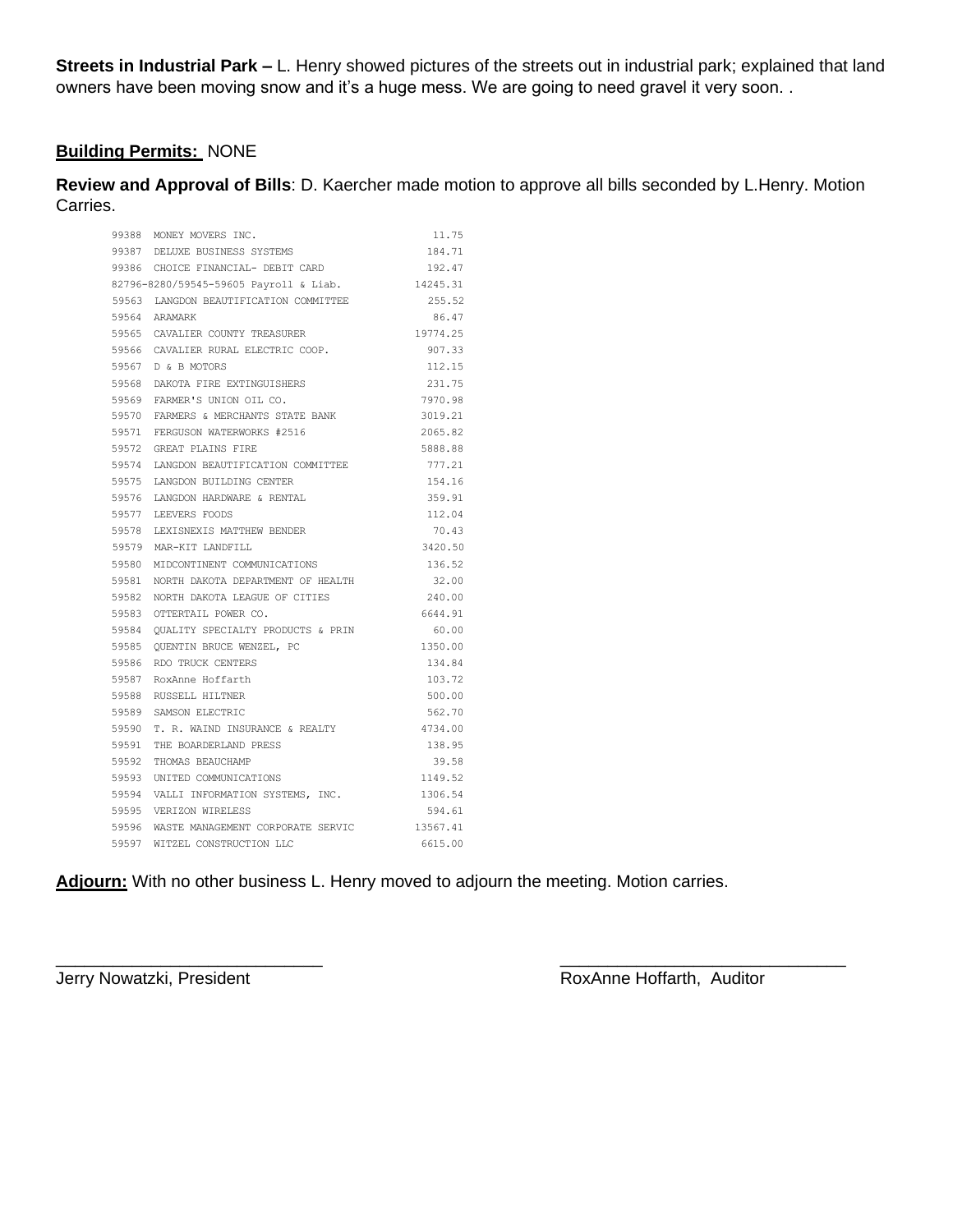**Streets in Industrial Park –** L. Henry showed pictures of the streets out in industrial park; explained that land owners have been moving snow and it's a huge mess. We are going to need gravel it very soon. .

**Building Permits:** NONE

**Review and Approval of Bills**: D. Kaercher made motion to approve all bills seconded by L.Henry. Motion Carries.

| | | |
|---|---|---|
| 99388 | MONEY MOVERS INC. | 11.75 |
| 99387 | DELUXE BUSINESS SYSTEMS | 184.71 |
| 99386 | CHOICE FINANCIAL- DEBIT CARD | 192.47 |
| 82796-8280/59545-59605 | Payroll & Liab. | 14245.31 |
| 59563 | LANGDON BEAUTIFICATION COMMITTEE | 255.52 |
| 59564 | ARAMARK | 86.47 |
| 59565 | CAVALIER COUNTY TREASURER | 19774.25 |
| 59566 | CAVALIER RURAL ELECTRIC COOP. | 907.33 |
| 59567 | D & B MOTORS | 112.15 |
| 59568 | DAKOTA FIRE EXTINGUISHERS | 231.75 |
| 59569 | FARMER'S UNION OIL CO. | 7970.98 |
| 59570 | FARMERS & MERCHANTS STATE BANK | 3019.21 |
| 59571 | FERGUSON WATERWORKS #2516 | 2065.82 |
| 59572 | GREAT PLAINS FIRE | 5888.88 |
| 59574 | LANGDON BEAUTIFICATION COMMITTEE | 777.21 |
| 59575 | LANGDON BUILDING CENTER | 154.16 |
| 59576 | LANGDON HARDWARE & RENTAL | 359.91 |
| 59577 | LEEVERS FOODS | 112.04 |
| 59578 | LEXISNEXIS MATTHEW BENDER | 70.43 |
| 59579 | MAR-KIT LANDFILL | 3420.50 |
| 59580 | MIDCONTINENT COMMUNICATIONS | 136.52 |
| 59581 | NORTH DAKOTA DEPARTMENT OF HEALTH | 32.00 |
| 59582 | NORTH DAKOTA LEAGUE OF CITIES | 240.00 |
| 59583 | OTTERTAIL POWER CO. | 6644.91 |
| 59584 | QUALITY SPECIALTY PRODUCTS & PRIN | 60.00 |
| 59585 | QUENTIN BRUCE WENZEL, PC | 1350.00 |
| 59586 | RDO TRUCK CENTERS | 134.84 |
| 59587 | RoxAnne Hoffarth | 103.72 |
| 59588 | RUSSELL HILTNER | 500.00 |
| 59589 | SAMSON ELECTRIC | 562.70 |
| 59590 | T. R. WAIND INSURANCE & REALTY | 4734.00 |
| 59591 | THE BOARDERLAND PRESS | 138.95 |
| 59592 | THOMAS BEAUCHAMP | 39.58 |
| 59593 | UNITED COMMUNICATIONS | 1149.52 |
| 59594 | VALLI INFORMATION SYSTEMS, INC. | 1306.54 |
| 59595 | VERIZON WIRELESS | 594.61 |
| 59596 | WASTE MANAGEMENT CORPORATE SERVIC | 13567.41 |
| 59597 | WITZEL CONSTRUCTION LLC | 6615.00 |

**Adjourn:** With no other business L. Henry moved to adjourn the meeting. Motion carries.

\_\_\_\_\_\_\_\_\_\_\_\_\_\_\_\_\_\_\_\_\_\_\_\_\_\_\_\_
Jerry Nowatzki, President

\_\_\_\_\_\_\_\_\_\_\_\_\_\_\_\_\_\_\_\_\_\_\_\_\_\_\_\_
RoxAnne Hoffarth, Auditor